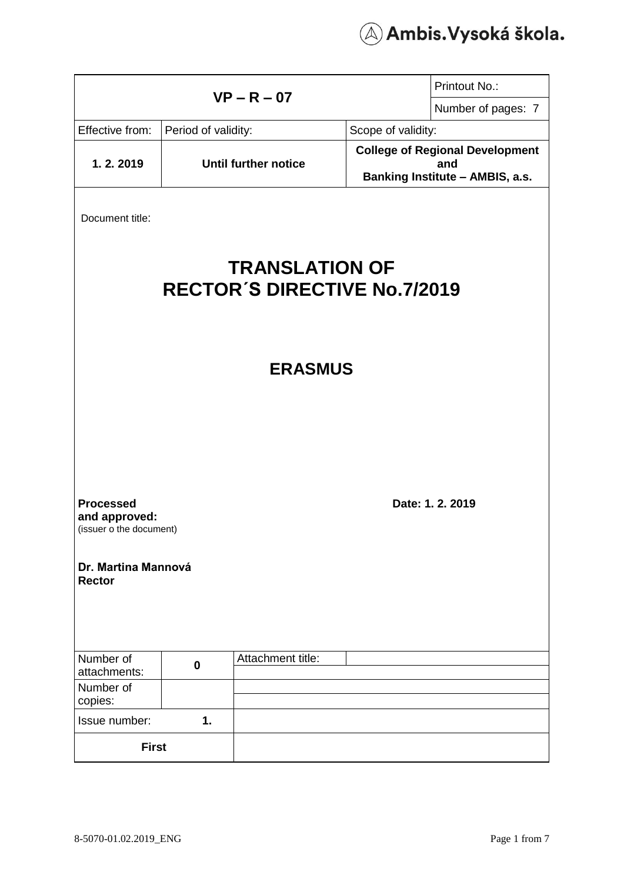Ambis.Vysoká škola.

| VP – R – 07 | | | Printout No.: |
|---|---|---|---|
| | | | Number of pages: 7 |
| Effective from: | Period of validity: | Scope of validity: | |
| **1. 2. 2019** | **Until further notice** | **College of Regional Development and Banking Institute – AMBIS, a.s.** | |

Document title:

# TRANSLATION OF RECTOR´S DIRECTIVE No.7/2019

# ERASMUS

**Processed and approved:**
(issuer o the document)

**Date: 1. 2. 2019**

**Dr. Martina Mannová**
**Rector**

| Number of attachments: | 0 | Attachment title: | |
|---|---|---|---|
| Number of copies: | | | |
| Issue number: | 1. | | |
| **First** | | | |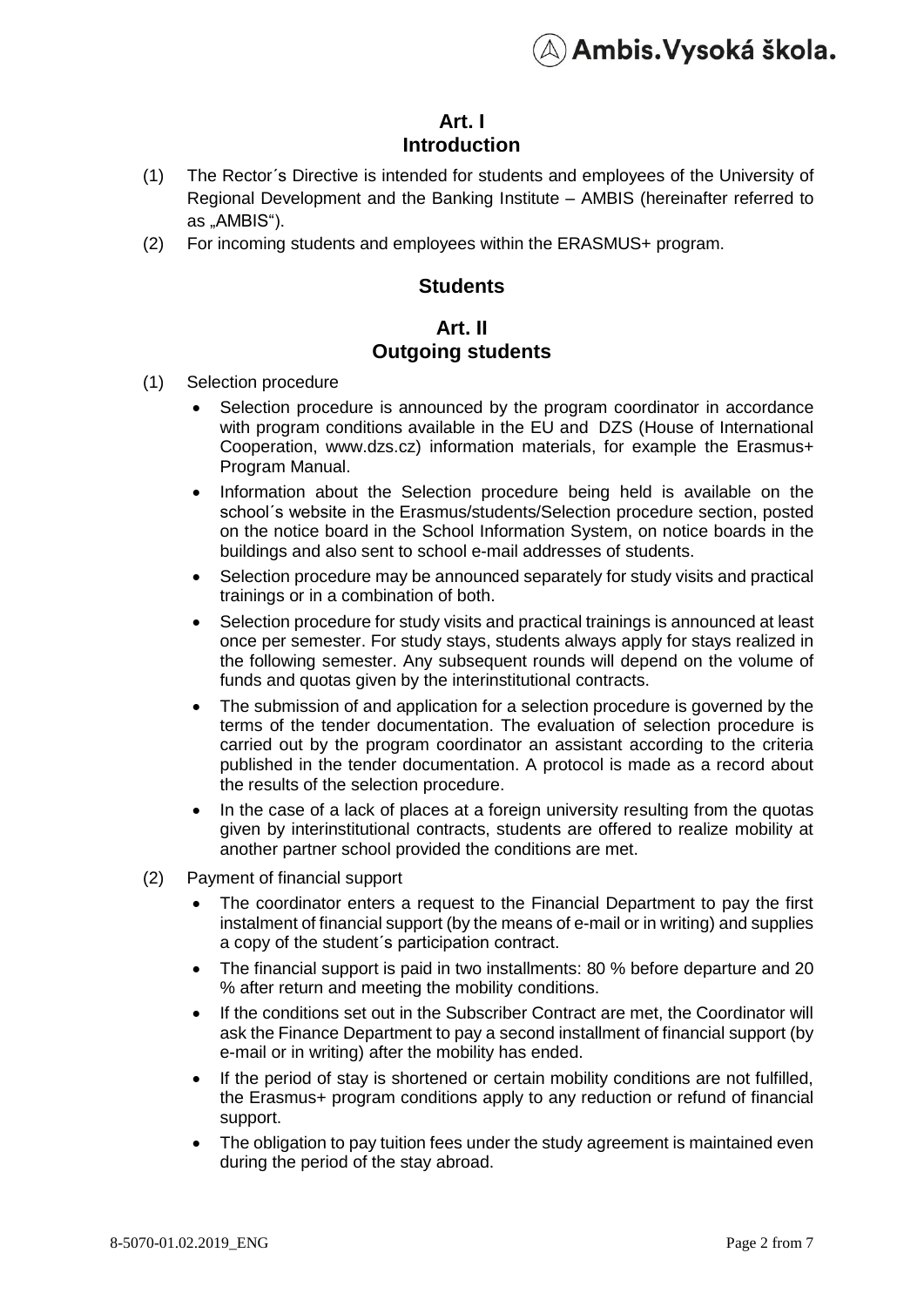## Art. I
## Introduction

(1) The Rector´s Directive is intended for students and employees of the University of Regional Development and the Banking Institute – AMBIS (hereinafter referred to as „AMBIS").

(2) For incoming students and employees within the ERASMUS+ program.

# Students

## Art. II
## Outgoing students

(1) Selection procedure

- Selection procedure is announced by the program coordinator in accordance with program conditions available in the EU and DZS (House of International Cooperation, www.dzs.cz) information materials, for example the Erasmus+ Program Manual.
- Information about the Selection procedure being held is available on the school´s website in the Erasmus/students/Selection procedure section, posted on the notice board in the School Information System, on notice boards in the buildings and also sent to school e-mail addresses of students.
- Selection procedure may be announced separately for study visits and practical trainings or in a combination of both.
- Selection procedure for study visits and practical trainings is announced at least once per semester. For study stays, students always apply for stays realized in the following semester. Any subsequent rounds will depend on the volume of funds and quotas given by the interinstitutional contracts.
- The submission of and application for a selection procedure is governed by the terms of the tender documentation. The evaluation of selection procedure is carried out by the program coordinator an assistant according to the criteria published in the tender documentation. A protocol is made as a record about the results of the selection procedure.
- In the case of a lack of places at a foreign university resulting from the quotas given by interinstitutional contracts, students are offered to realize mobility at another partner school provided the conditions are met.

(2) Payment of financial support

- The coordinator enters a request to the Financial Department to pay the first instalment of financial support (by the means of e-mail or in writing) and supplies a copy of the student´s participation contract.
- The financial support is paid in two installments: 80 % before departure and 20 % after return and meeting the mobility conditions.
- If the conditions set out in the Subscriber Contract are met, the Coordinator will ask the Finance Department to pay a second installment of financial support (by e-mail or in writing) after the mobility has ended.
- If the period of stay is shortened or certain mobility conditions are not fulfilled, the Erasmus+ program conditions apply to any reduction or refund of financial support.
- The obligation to pay tuition fees under the study agreement is maintained even during the period of the stay abroad.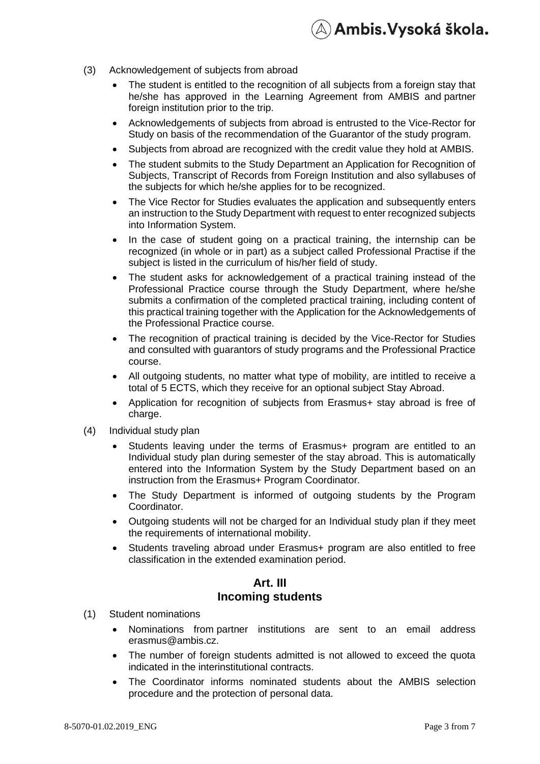(3) Acknowledgement of subjects from abroad

- The student is entitled to the recognition of all subjects from a foreign stay that he/she has approved in the Learning Agreement from AMBIS and partner foreign institution prior to the trip.
- Acknowledgements of subjects from abroad is entrusted to the Vice-Rector for Study on basis of the recommendation of the Guarantor of the study program.
- Subjects from abroad are recognized with the credit value they hold at AMBIS.
- The student submits to the Study Department an Application for Recognition of Subjects, Transcript of Records from Foreign Institution and also syllabuses of the subjects for which he/she applies for to be recognized.
- The Vice Rector for Studies evaluates the application and subsequently enters an instruction to the Study Department with request to enter recognized subjects into Information System.
- In the case of student going on a practical training, the internship can be recognized (in whole or in part) as a subject called Professional Practise if the subject is listed in the curriculum of his/her field of study.
- The student asks for acknowledgement of a practical training instead of the Professional Practice course through the Study Department, where he/she submits a confirmation of the completed practical training, including content of this practical training together with the Application for the Acknowledgements of the Professional Practice course.
- The recognition of practical training is decided by the Vice-Rector for Studies and consulted with guarantors of study programs and the Professional Practice course.
- All outgoing students, no matter what type of mobility, are intitled to receive a total of 5 ECTS, which they receive for an optional subject Stay Abroad.
- Application for recognition of subjects from Erasmus+ stay abroad is free of charge.

(4) Individual study plan

- Students leaving under the terms of Erasmus+ program are entitled to an Individual study plan during semester of the stay abroad. This is automatically entered into the Information System by the Study Department based on an instruction from the Erasmus+ Program Coordinator.
- The Study Department is informed of outgoing students by the Program Coordinator.
- Outgoing students will not be charged for an Individual study plan if they meet the requirements of international mobility.
- Students traveling abroad under Erasmus+ program are also entitled to free classification in the extended examination period.

## Art. III
## Incoming students

(1) Student nominations

- Nominations from partner institutions are sent to an email address erasmus@ambis.cz.
- The number of foreign students admitted is not allowed to exceed the quota indicated in the interinstitutional contracts.
- The Coordinator informs nominated students about the AMBIS selection procedure and the protection of personal data.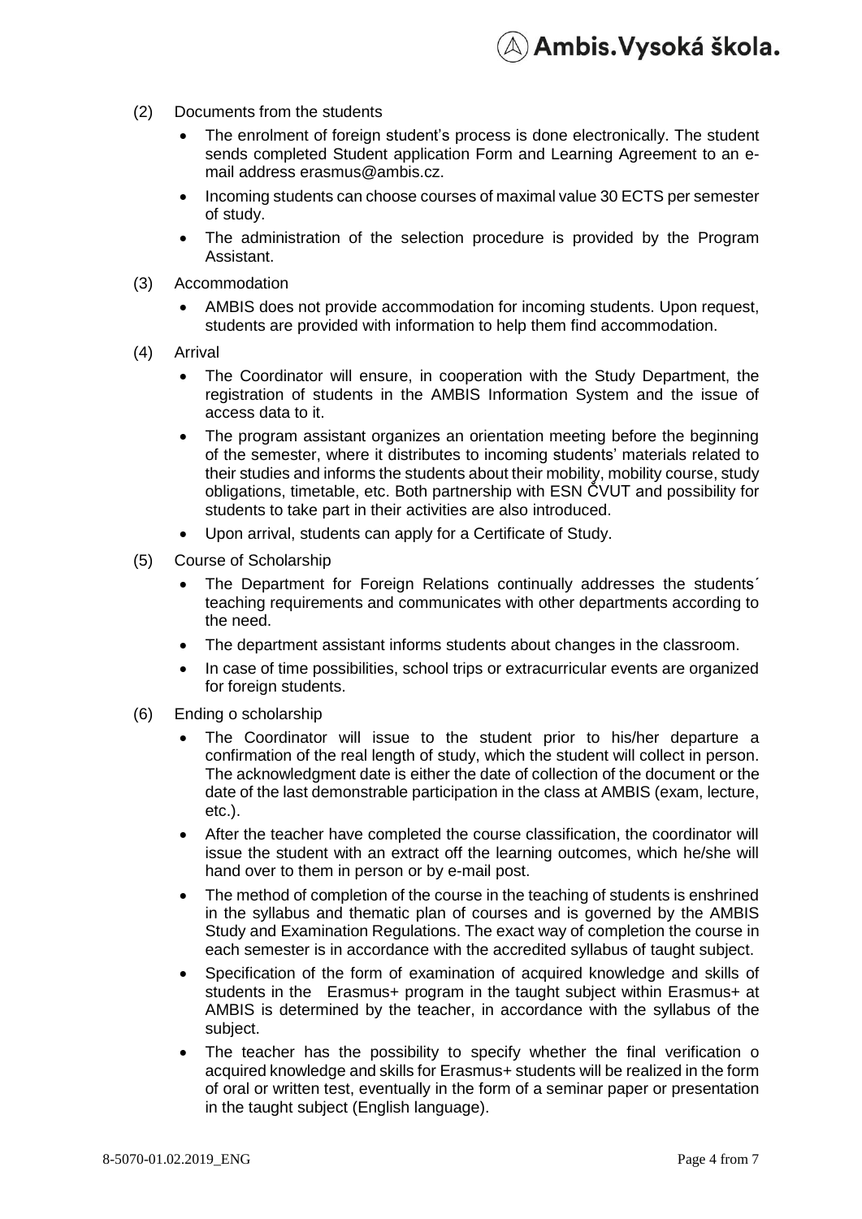(2) Documents from the students

- The enrolment of foreign student's process is done electronically. The student sends completed Student application Form and Learning Agreement to an e-mail address erasmus@ambis.cz.
- Incoming students can choose courses of maximal value 30 ECTS per semester of study.
- The administration of the selection procedure is provided by the Program Assistant.

(3) Accommodation

- AMBIS does not provide accommodation for incoming students. Upon request, students are provided with information to help them find accommodation.

(4) Arrival

- The Coordinator will ensure, in cooperation with the Study Department, the registration of students in the AMBIS Information System and the issue of access data to it.
- The program assistant organizes an orientation meeting before the beginning of the semester, where it distributes to incoming students' materials related to their studies and informs the students about their mobility, mobility course, study obligations, timetable, etc. Both partnership with ESN ČVUT and possibility for students to take part in their activities are also introduced.
- Upon arrival, students can apply for a Certificate of Study.

(5) Course of Scholarship

- The Department for Foreign Relations continually addresses the students´ teaching requirements and communicates with other departments according to the need.
- The department assistant informs students about changes in the classroom.
- In case of time possibilities, school trips or extracurricular events are organized for foreign students.

(6) Ending o scholarship

- The Coordinator will issue to the student prior to his/her departure a confirmation of the real length of study, which the student will collect in person. The acknowledgment date is either the date of collection of the document or the date of the last demonstrable participation in the class at AMBIS (exam, lecture, etc.).
- After the teacher have completed the course classification, the coordinator will issue the student with an extract off the learning outcomes, which he/she will hand over to them in person or by e-mail post.
- The method of completion of the course in the teaching of students is enshrined in the syllabus and thematic plan of courses and is governed by the AMBIS Study and Examination Regulations. The exact way of completion the course in each semester is in accordance with the accredited syllabus of taught subject.
- Specification of the form of examination of acquired knowledge and skills of students in the Erasmus+ program in the taught subject within Erasmus+ at AMBIS is determined by the teacher, in accordance with the syllabus of the subject.
- The teacher has the possibility to specify whether the final verification o acquired knowledge and skills for Erasmus+ students will be realized in the form of oral or written test, eventually in the form of a seminar paper or presentation in the taught subject (English language).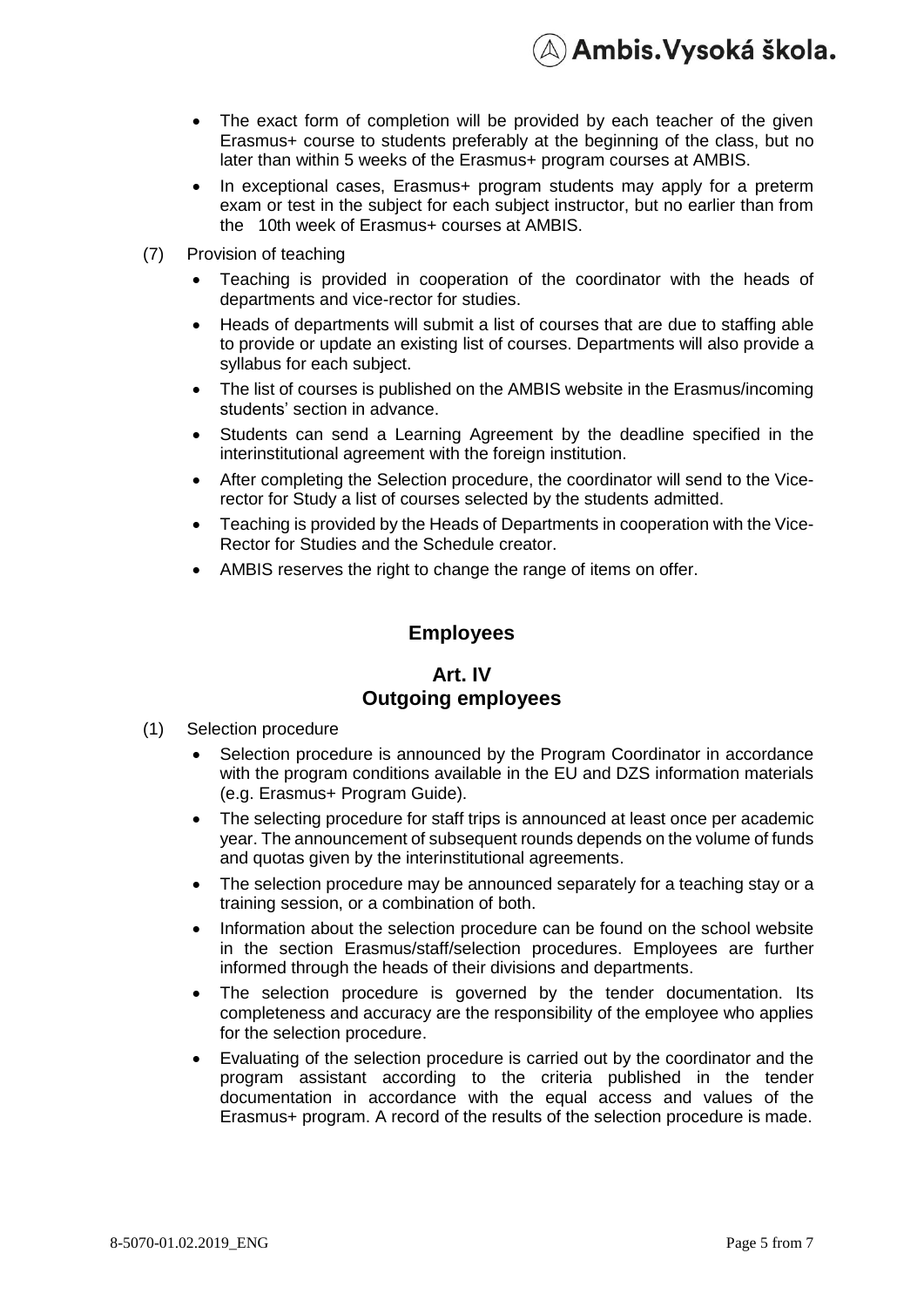- The exact form of completion will be provided by each teacher of the given Erasmus+ course to students preferably at the beginning of the class, but no later than within 5 weeks of the Erasmus+ program courses at AMBIS.
- In exceptional cases, Erasmus+ program students may apply for a preterm exam or test in the subject for each subject instructor, but no earlier than from the 10th week of Erasmus+ courses at AMBIS.

(7) Provision of teaching

- Teaching is provided in cooperation of the coordinator with the heads of departments and vice-rector for studies.
- Heads of departments will submit a list of courses that are due to staffing able to provide or update an existing list of courses. Departments will also provide a syllabus for each subject.
- The list of courses is published on the AMBIS website in the Erasmus/incoming students' section in advance.
- Students can send a Learning Agreement by the deadline specified in the interinstitutional agreement with the foreign institution.
- After completing the Selection procedure, the coordinator will send to the Vice-rector for Study a list of courses selected by the students admitted.
- Teaching is provided by the Heads of Departments in cooperation with the Vice-Rector for Studies and the Schedule creator.
- AMBIS reserves the right to change the range of items on offer.

## Employees

### Art. IV
### Outgoing employees

(1) Selection procedure

- Selection procedure is announced by the Program Coordinator in accordance with the program conditions available in the EU and DZS information materials (e.g. Erasmus+ Program Guide).
- The selecting procedure for staff trips is announced at least once per academic year. The announcement of subsequent rounds depends on the volume of funds and quotas given by the interinstitutional agreements.
- The selection procedure may be announced separately for a teaching stay or a training session, or a combination of both.
- Information about the selection procedure can be found on the school website in the section Erasmus/staff/selection procedures. Employees are further informed through the heads of their divisions and departments.
- The selection procedure is governed by the tender documentation. Its completeness and accuracy are the responsibility of the employee who applies for the selection procedure.
- Evaluating of the selection procedure is carried out by the coordinator and the program assistant according to the criteria published in the tender documentation in accordance with the equal access and values of the Erasmus+ program. A record of the results of the selection procedure is made.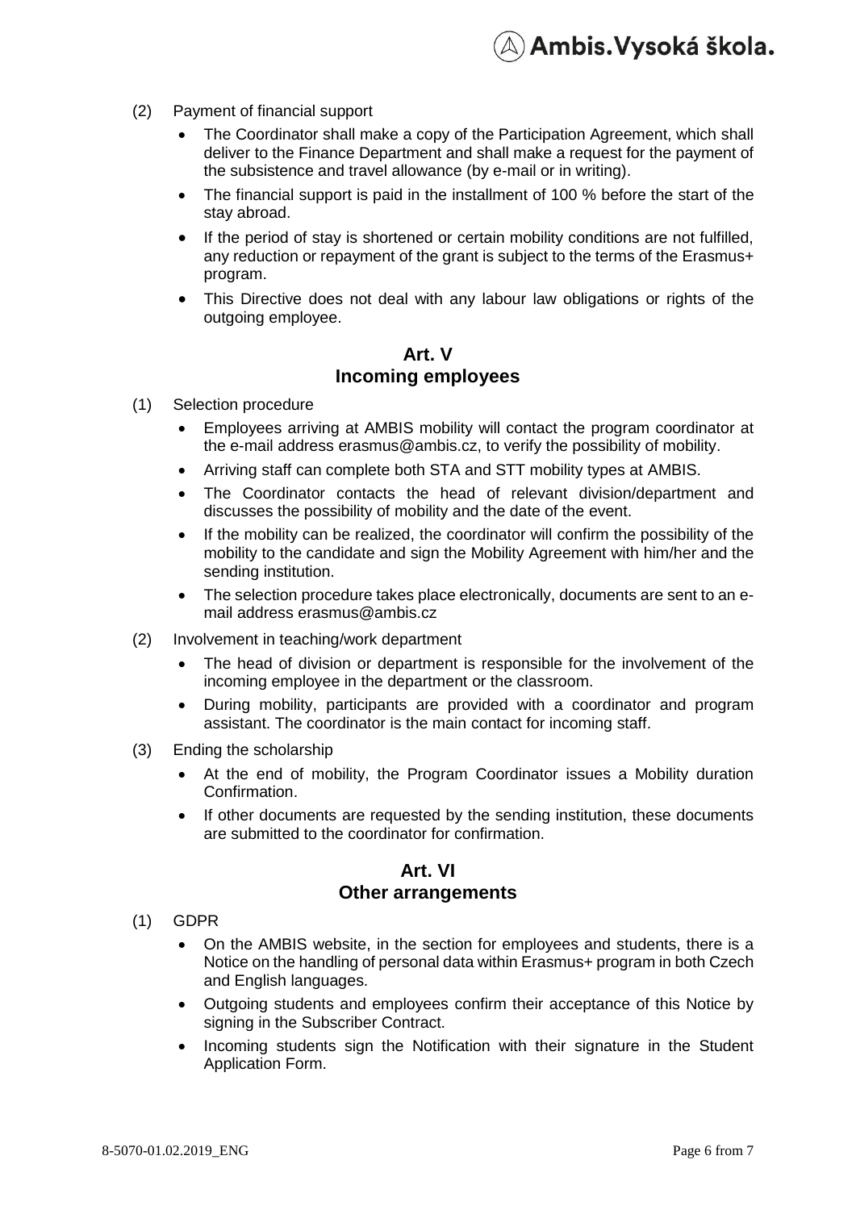(2) Payment of financial support

- The Coordinator shall make a copy of the Participation Agreement, which shall deliver to the Finance Department and shall make a request for the payment of the subsistence and travel allowance (by e-mail or in writing).
- The financial support is paid in the installment of 100 % before the start of the stay abroad.
- If the period of stay is shortened or certain mobility conditions are not fulfilled, any reduction or repayment of the grant is subject to the terms of the Erasmus+ program.
- This Directive does not deal with any labour law obligations or rights of the outgoing employee.

## Art. V
## Incoming employees

(1) Selection procedure

- Employees arriving at AMBIS mobility will contact the program coordinator at the e-mail address erasmus@ambis.cz, to verify the possibility of mobility.
- Arriving staff can complete both STA and STT mobility types at AMBIS.
- The Coordinator contacts the head of relevant division/department and discusses the possibility of mobility and the date of the event.
- If the mobility can be realized, the coordinator will confirm the possibility of the mobility to the candidate and sign the Mobility Agreement with him/her and the sending institution.
- The selection procedure takes place electronically, documents are sent to an e-mail address erasmus@ambis.cz

(2) Involvement in teaching/work department

- The head of division or department is responsible for the involvement of the incoming employee in the department or the classroom.
- During mobility, participants are provided with a coordinator and program assistant. The coordinator is the main contact for incoming staff.

(3) Ending the scholarship

- At the end of mobility, the Program Coordinator issues a Mobility duration Confirmation.
- If other documents are requested by the sending institution, these documents are submitted to the coordinator for confirmation.

## Art. VI
## Other arrangements

(1) GDPR

- On the AMBIS website, in the section for employees and students, there is a Notice on the handling of personal data within Erasmus+ program in both Czech and English languages.
- Outgoing students and employees confirm their acceptance of this Notice by signing in the Subscriber Contract.
- Incoming students sign the Notification with their signature in the Student Application Form.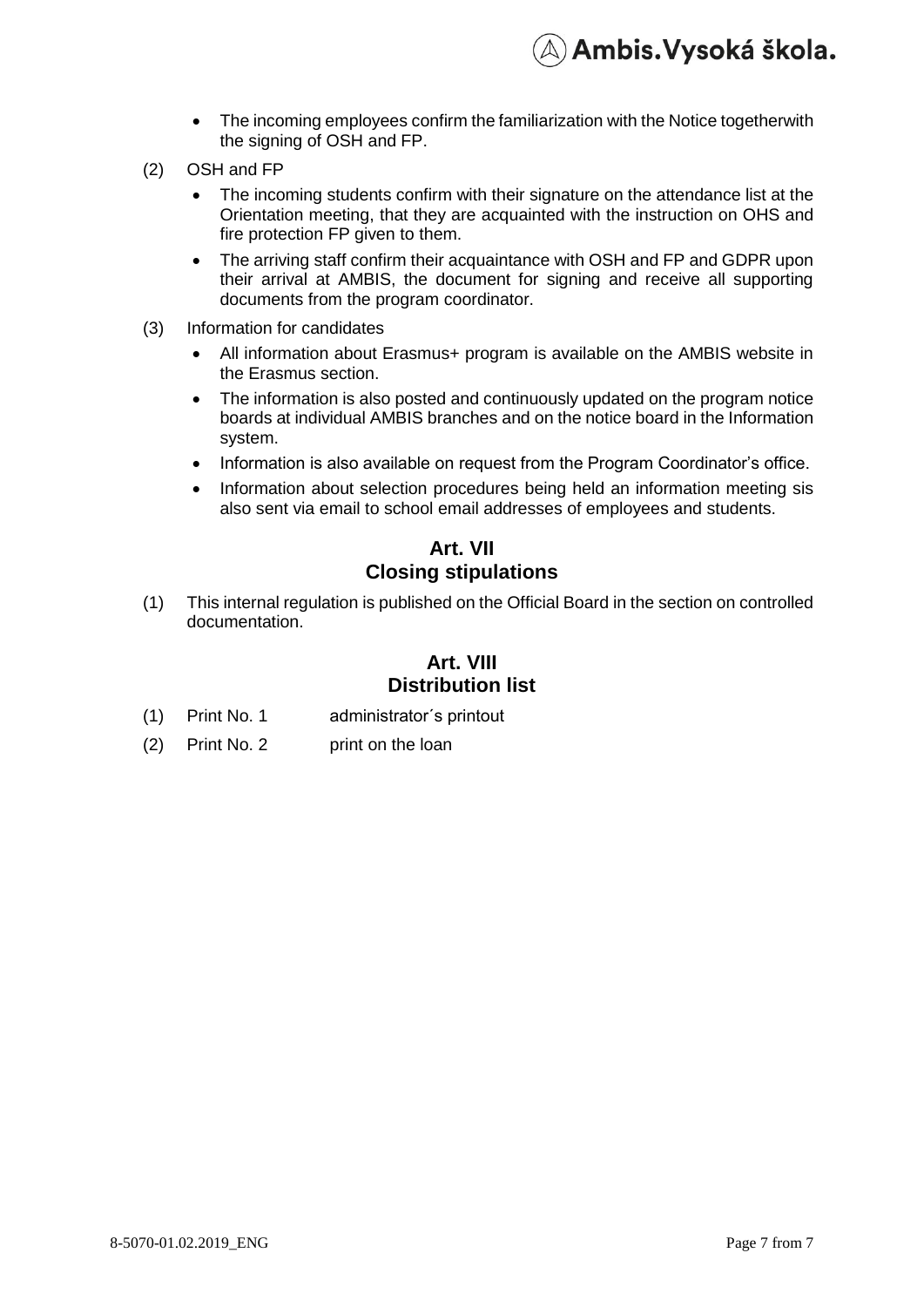- The incoming employees confirm the familiarization with the Notice togetherwith the signing of OSH and FP.

(2) OSH and FP

- The incoming students confirm with their signature on the attendance list at the Orientation meeting, that they are acquainted with the instruction on OHS and fire protection FP given to them.
- The arriving staff confirm their acquaintance with OSH and FP and GDPR upon their arrival at AMBIS, the document for signing and receive all supporting documents from the program coordinator.

(3) Information for candidates

- All information about Erasmus+ program is available on the AMBIS website in the Erasmus section.
- The information is also posted and continuously updated on the program notice boards at individual AMBIS branches and on the notice board in the Information system.
- Information is also available on request from the Program Coordinator's office.
- Information about selection procedures being held an information meeting sis also sent via email to school email addresses of employees and students.

## Art. VII
## Closing stipulations

(1) This internal regulation is published on the Official Board in the section on controlled documentation.

## Art. VIII
## Distribution list

(1) Print No. 1 administrator´s printout

(2) Print No. 2 print on the loan